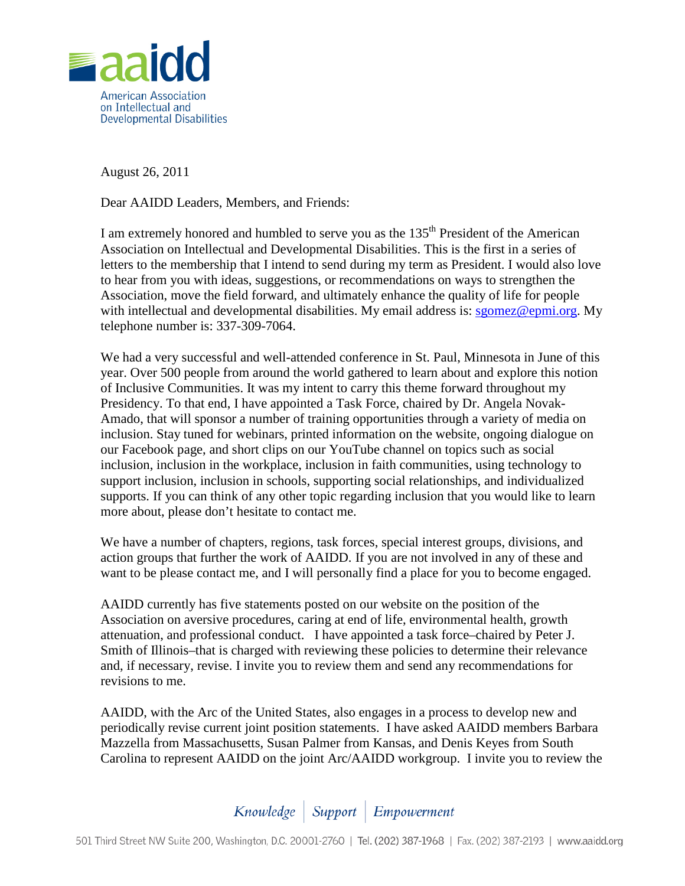aaidd

American Association on Intellectual and Developmental Disabilities

August 26, 2011

Dear AAIDD Leaders, Members, and Friends:

I am extremely honored and humbled to serve you as the 135th President of the American Association on Intellectual and Developmental Disabilities. This is the first in a series of letters to the membership that I intend to send during my term as President. I would also love to hear from you with ideas, suggestions, or recommendations on ways to strengthen the Association, move the field forward, and ultimately enhance the quality of life for people with intellectual and developmental disabilities. My email address is: sgomez@epmi.org. My telephone number is: 337-309-7064.

We had a very successful and well-attended conference in St. Paul, Minnesota in June of this year. Over 500 people from around the world gathered to learn about and explore this notion of Inclusive Communities. It was my intent to carry this theme forward throughout my Presidency. To that end, I have appointed a Task Force, chaired by Dr. Angela Novak-Amado, that will sponsor a number of training opportunities through a variety of media on inclusion. Stay tuned for webinars, printed information on the website, ongoing dialogue on our Facebook page, and short clips on our YouTube channel on topics such as social inclusion, inclusion in the workplace, inclusion in faith communities, using technology to support inclusion, inclusion in schools, supporting social relationships, and individualized supports. If you can think of any other topic regarding inclusion that you would like to learn more about, please don't hesitate to contact me.

We have a number of chapters, regions, task forces, special interest groups, divisions, and action groups that further the work of AAIDD. If you are not involved in any of these and want to be please contact me, and I will personally find a place for you to become engaged.

AAIDD currently has five statements posted on our website on the position of the Association on aversive procedures, caring at end of life, environmental health, growth attenuation, and professional conduct. I have appointed a task force–chaired by Peter J. Smith of Illinois–that is charged with reviewing these policies to determine their relevance and, if necessary, revise. I invite you to review them and send any recommendations for revisions to me.

AAIDD, with the Arc of the United States, also engages in a process to develop new and periodically revise current joint position statements. I have asked AAIDD members Barbara Mazzella from Massachusetts, Susan Palmer from Kansas, and Denis Keyes from South Carolina to represent AAIDD on the joint Arc/AAIDD workgroup. I invite you to review the

*Knowledge | Support | Empowerment*

501 Third Street NW Suite 200, Washington, D.C. 20001-2760 | Tel. (202) 387-1968 | Fax. (202) 387-2193 | www.aaidd.org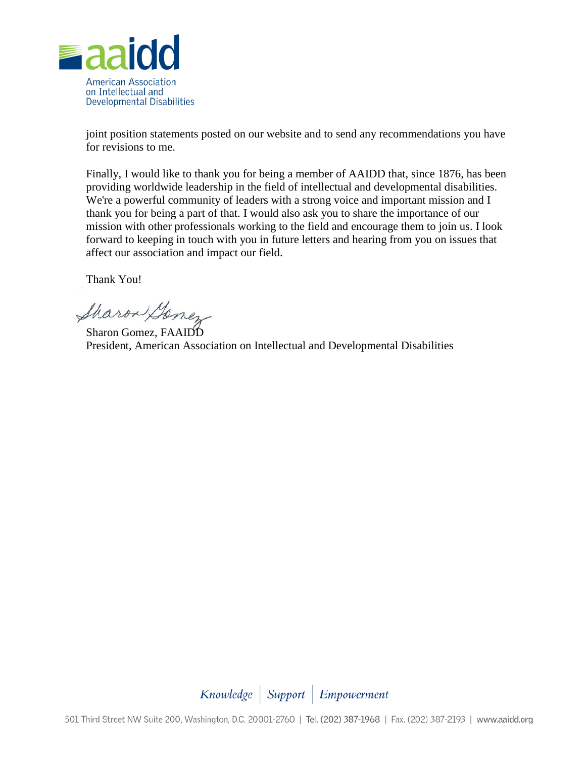joint position statements posted on our website and to send any recommendations you have for revisions to me.

Finally, I would like to thank you for being a member of AAIDD that, since 1876, has been providing worldwide leadership in the field of intellectual and developmental disabilities. We're a powerful community of leaders with a strong voice and important mission and I thank you for being a part of that. I would also ask you to share the importance of our mission with other professionals working to the field and encourage them to join us. I look forward to keeping in touch with you in future letters and hearing from you on issues that affect our association and impact our field.

Thank You!

Sharon Gomez, FAAIDD
President, American Association on Intellectual and Developmental Disabilities